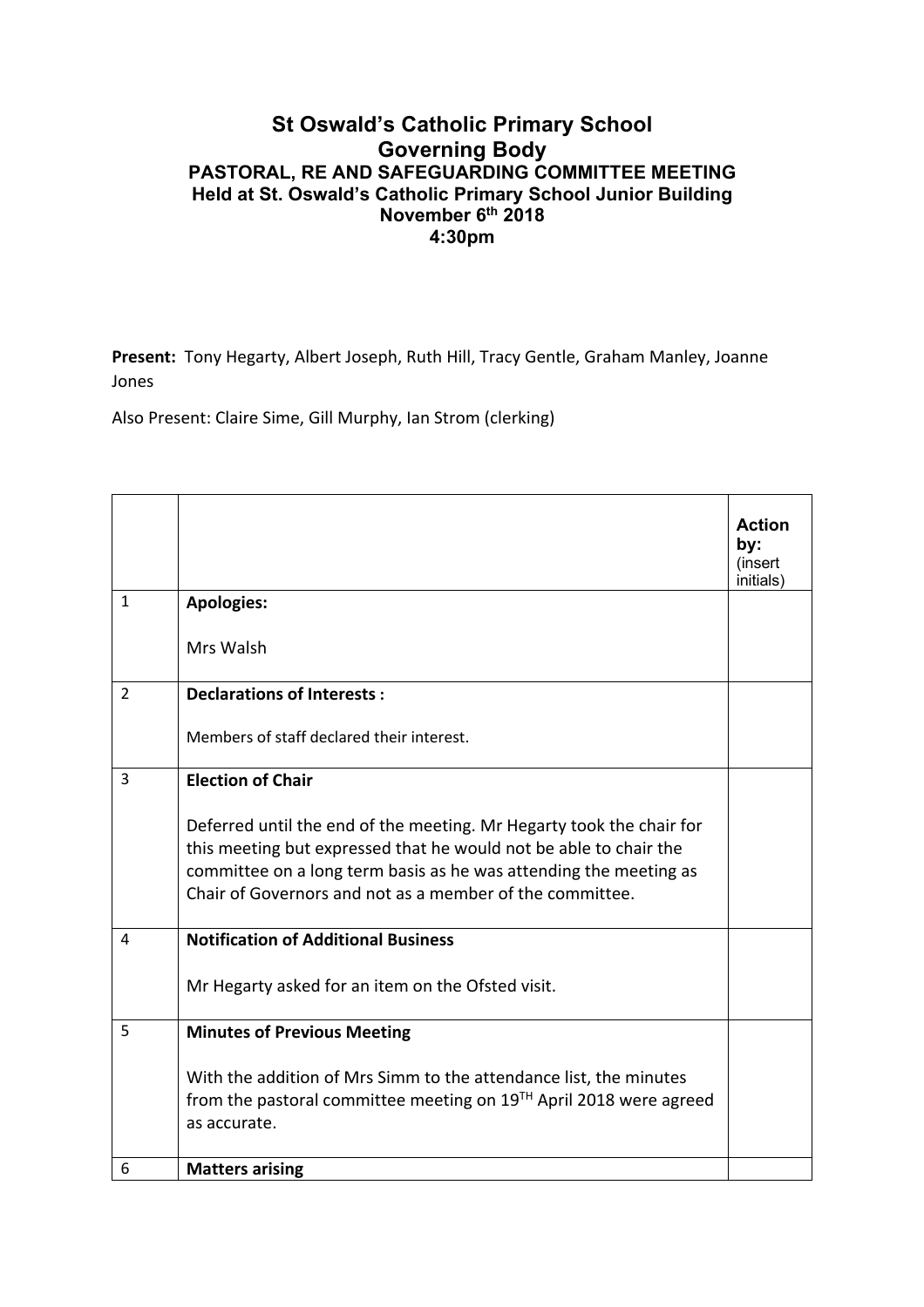# St Oswald's Catholic Primary School
## Governing Body
### PASTORAL, RE AND SAFEGUARDING COMMITTEE MEETING
### Held at St. Oswald's Catholic Primary School Junior Building
### November 6th 2018
### 4:30pm

**Present:** Tony Hegarty, Albert Joseph, Ruth Hill, Tracy Gentle, Graham Manley, Joanne Jones

Also Present: Claire Sime, Gill Murphy, Ian Strom (clerking)

| | | **Action by:** (insert initials) |
|---|---|---|
| 1 | **Apologies:**<br><br>Mrs Walsh | |
| 2 | **Declarations of Interests :**<br><br>Members of staff declared their interest. | |
| 3 | **Election of Chair**<br><br>Deferred until the end of the meeting. Mr Hegarty took the chair for this meeting but expressed that he would not be able to chair the committee on a long term basis as he was attending the meeting as Chair of Governors and not as a member of the committee. | |
| 4 | **Notification of Additional Business**<br><br>Mr Hegarty asked for an item on the Ofsted visit. | |
| 5 | **Minutes of Previous Meeting**<br><br>With the addition of Mrs Simm to the attendance list, the minutes from the pastoral committee meeting on 19TH April 2018 were agreed as accurate. | |
| 6 | **Matters arising** | |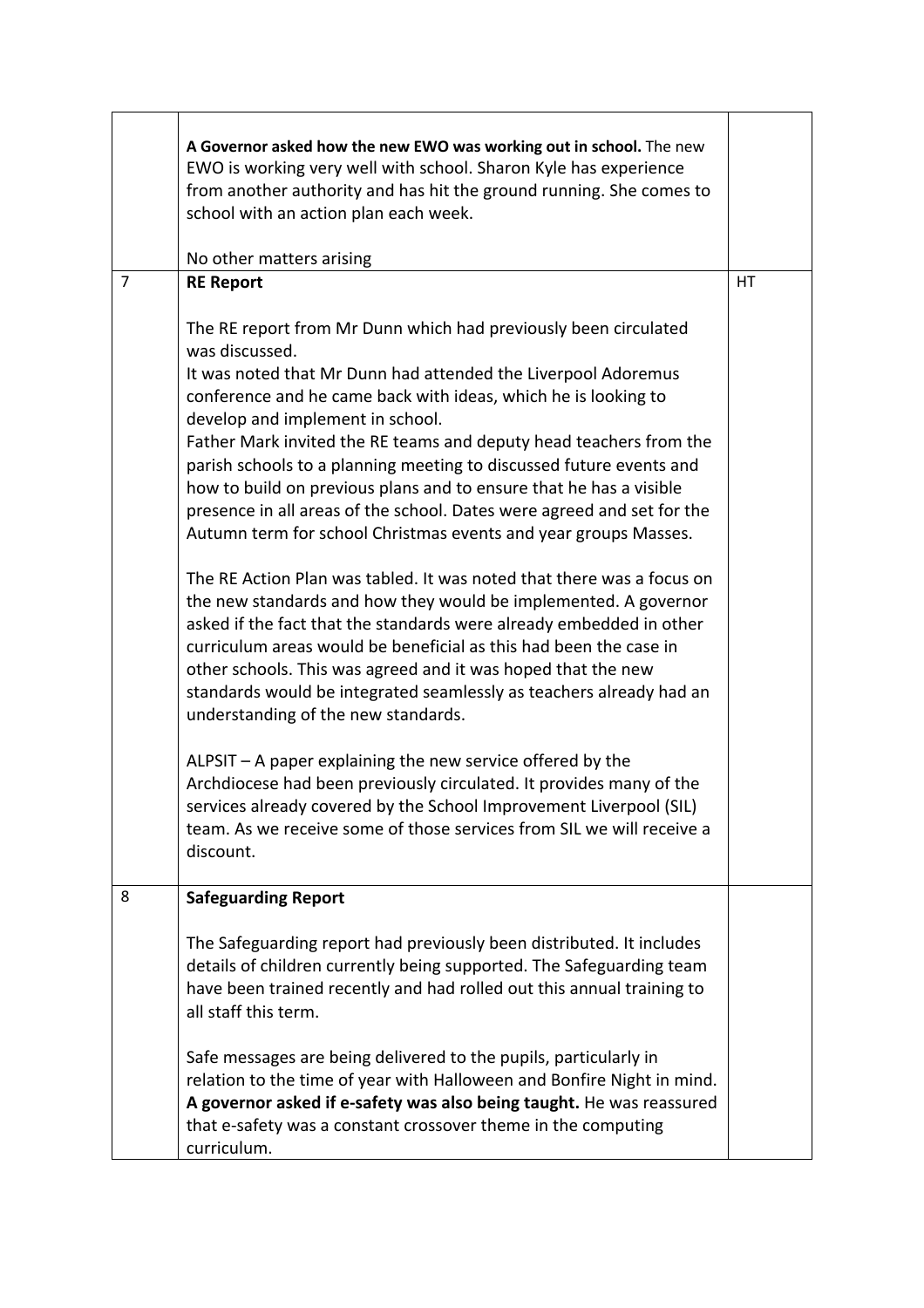| | | |
|---|---|---|
| | **A Governor asked how the new EWO was working out in school.** The new EWO is working very well with school. Sharon Kyle has experience from another authority and has hit the ground running. She comes to school with an action plan each week.<br><br>No other matters arising | |
| 7 | **RE Report**<br><br>The RE report from Mr Dunn which had previously been circulated was discussed.<br>It was noted that Mr Dunn had attended the Liverpool Adoremus conference and he came back with ideas, which he is looking to develop and implement in school.<br>Father Mark invited the RE teams and deputy head teachers from the parish schools to a planning meeting to discussed future events and how to build on previous plans and to ensure that he has a visible presence in all areas of the school. Dates were agreed and set for the Autumn term for school Christmas events and year groups Masses.<br><br>The RE Action Plan was tabled. It was noted that there was a focus on the new standards and how they would be implemented. A governor asked if the fact that the standards were already embedded in other curriculum areas would be beneficial as this had been the case in other schools. This was agreed and it was hoped that the new standards would be integrated seamlessly as teachers already had an understanding of the new standards.<br><br>ALPSIT – A paper explaining the new service offered by the Archdiocese had been previously circulated. It provides many of the services already covered by the School Improvement Liverpool (SIL) team. As we receive some of those services from SIL we will receive a discount. | HT |
| 8 | **Safeguarding Report**<br><br>The Safeguarding report had previously been distributed. It includes details of children currently being supported. The Safeguarding team have been trained recently and had rolled out this annual training to all staff this term.<br><br>Safe messages are being delivered to the pupils, particularly in relation to the time of year with Halloween and Bonfire Night in mind. **A governor asked if e-safety was also being taught.** He was reassured that e-safety was a constant crossover theme in the computing curriculum. | |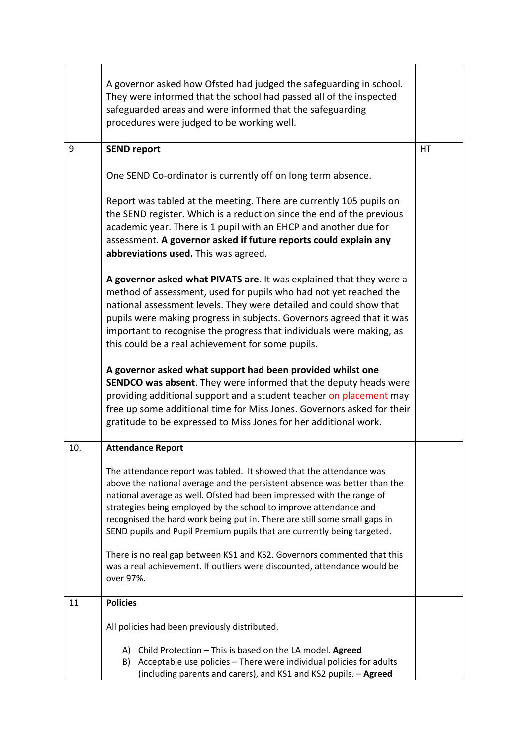| | | |
|---|---|---|
| | A governor asked how Ofsted had judged the safeguarding in school. They were informed that the school had passed all of the inspected safeguarded areas and were informed that the safeguarding procedures were judged to be working well. | |
| 9 | **SEND report**<br><br>One SEND Co-ordinator is currently off on long term absence.<br><br>Report was tabled at the meeting. There are currently 105 pupils on the SEND register. Which is a reduction since the end of the previous academic year. There is 1 pupil with an EHCP and another due for assessment. **A governor asked if future reports could explain any abbreviations used.** This was agreed.<br><br>**A governor asked what PIVATS are**. It was explained that they were a method of assessment, used for pupils who had not yet reached the national assessment levels. They were detailed and could show that pupils were making progress in subjects. Governors agreed that it was important to recognise the progress that individuals were making, as this could be a real achievement for some pupils.<br><br>**A governor asked what support had been provided whilst one SENDCO was absent**. They were informed that the deputy heads were providing additional support and a student teacher on placement may free up some additional time for Miss Jones. Governors asked for their gratitude to be expressed to Miss Jones for her additional work. | HT |
| 10. | **Attendance Report**<br><br>The attendance report was tabled. It showed that the attendance was above the national average and the persistent absence was better than the national average as well. Ofsted had been impressed with the range of strategies being employed by the school to improve attendance and recognised the hard work being put in. There are still some small gaps in SEND pupils and Pupil Premium pupils that are currently being targeted.<br><br>There is no real gap between KS1 and KS2. Governors commented that this was a real achievement. If outliers were discounted, attendance would be over 97%. | |
| 11 | **Policies**<br><br>All policies had been previously distributed.<br><br>A) Child Protection – This is based on the LA model. **Agreed**<br>B) Acceptable use policies – There were individual policies for adults (including parents and carers), and KS1 and KS2 pupils. – **Agreed** | |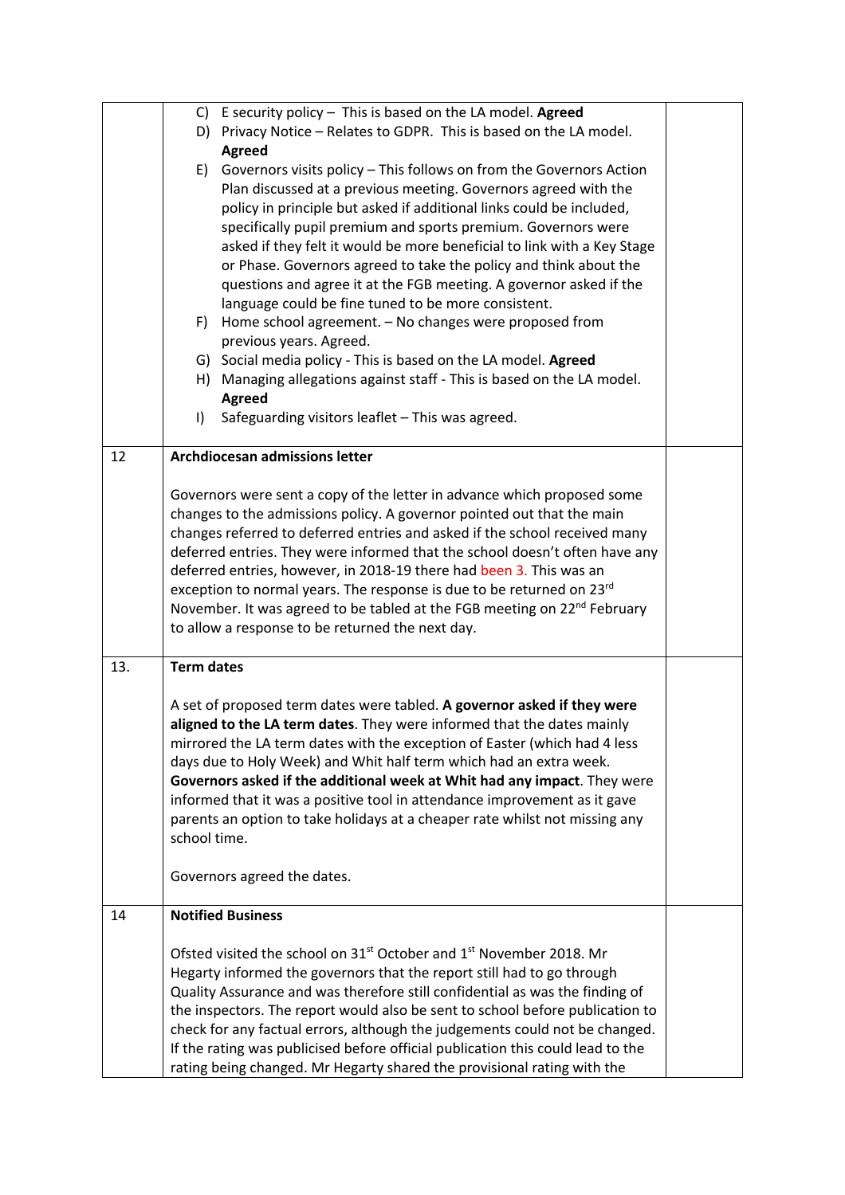| | | |
|---|---|---|
| | C) E security policy – This is based on the LA model. **Agreed**<br>D) Privacy Notice – Relates to GDPR. This is based on the LA model. **Agreed**<br>E) Governors visits policy – This follows on from the Governors Action Plan discussed at a previous meeting. Governors agreed with the policy in principle but asked if additional links could be included, specifically pupil premium and sports premium. Governors were asked if they felt it would be more beneficial to link with a Key Stage or Phase. Governors agreed to take the policy and think about the questions and agree it at the FGB meeting. A governor asked if the language could be fine tuned to be more consistent.<br>F) Home school agreement. – No changes were proposed from previous years. Agreed.<br>G) Social media policy - This is based on the LA model. **Agreed**<br>H) Managing allegations against staff - This is based on the LA model. **Agreed**<br>I) Safeguarding visitors leaflet – This was agreed. | |
| 12 | **Archdiocesan admissions letter**<br><br>Governors were sent a copy of the letter in advance which proposed some changes to the admissions policy. A governor pointed out that the main changes referred to deferred entries and asked if the school received many deferred entries. They were informed that the school doesn't often have any deferred entries, however, in 2018-19 there had been 3. This was an exception to normal years. The response is due to be returned on 23rd November. It was agreed to be tabled at the FGB meeting on 22nd February to allow a response to be returned the next day. | |
| 13. | **Term dates**<br><br>A set of proposed term dates were tabled. **A governor asked if they were aligned to the LA term dates**. They were informed that the dates mainly mirrored the LA term dates with the exception of Easter (which had 4 less days due to Holy Week) and Whit half term which had an extra week. **Governors asked if the additional week at Whit had any impact**. They were informed that it was a positive tool in attendance improvement as it gave parents an option to take holidays at a cheaper rate whilst not missing any school time.<br><br>Governors agreed the dates. | |
| 14 | **Notified Business**<br><br>Ofsted visited the school on 31st October and 1st November 2018. Mr Hegarty informed the governors that the report still had to go through Quality Assurance and was therefore still confidential as was the finding of the inspectors. The report would also be sent to school before publication to check for any factual errors, although the judgements could not be changed. If the rating was publicised before official publication this could lead to the rating being changed. Mr Hegarty shared the provisional rating with the | |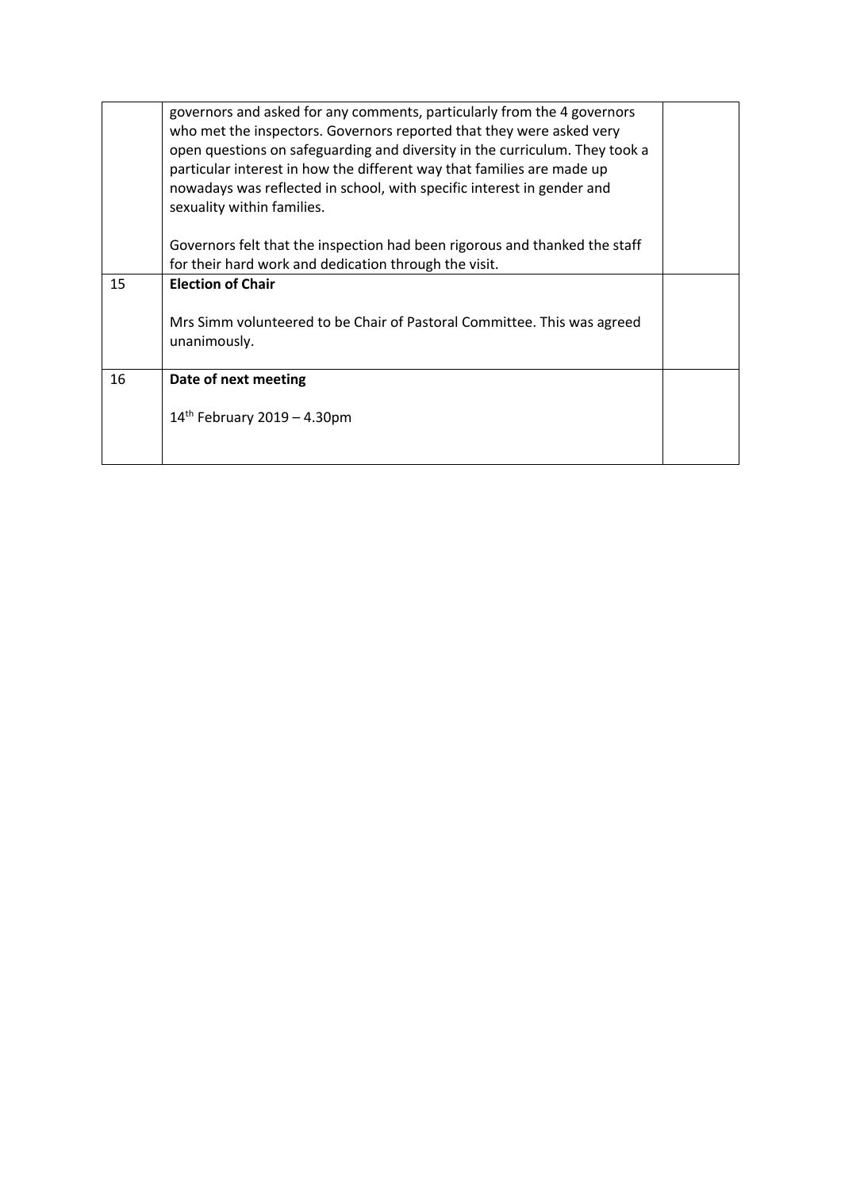| | | |
|---|---|---|
| | governors and asked for any comments, particularly from the 4 governors who met the inspectors. Governors reported that they were asked very open questions on safeguarding and diversity in the curriculum. They took a particular interest in how the different way that families are made up nowadays was reflected in school, with specific interest in gender and sexuality within families.<br><br>Governors felt that the inspection had been rigorous and thanked the staff for their hard work and dedication through the visit. | |
| 15 | **Election of Chair**<br><br>Mrs Simm volunteered to be Chair of Pastoral Committee. This was agreed unanimously. | |
| 16 | **Date of next meeting**<br><br>14th February 2019 – 4.30pm | |